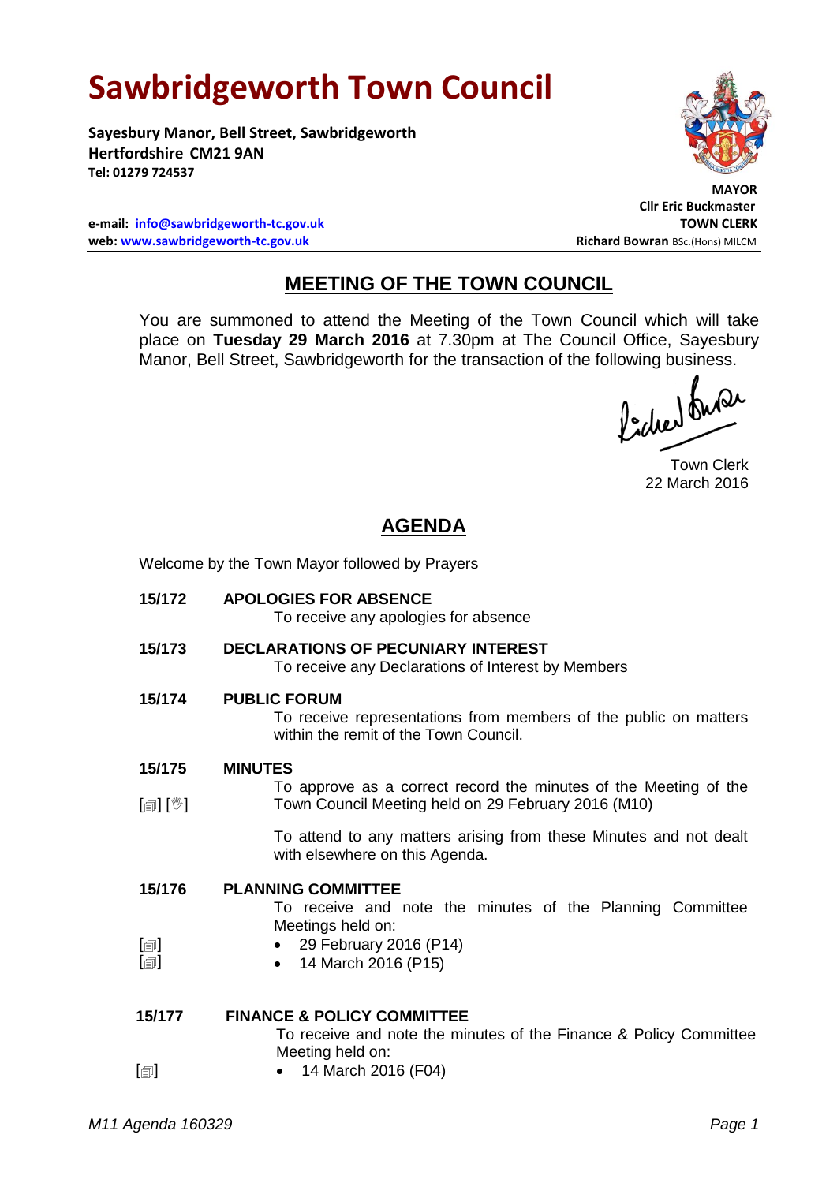# Sawbridgeworth Town Council

**Sayesbury Manor, Bell Street, Sawbridgeworth**
**Hertfordshire CM21 9AN**
**Tel: 01279 724537**

**MAYOR**
**Cllr Eric Buckmaster**
**TOWN CLERK**
**Richard Bowran** BSc.(Hons) MILCM

**e-mail: info@sawbridgeworth-tc.gov.uk**
**web: www.sawbridgeworth-tc.gov.uk**

## MEETING OF THE TOWN COUNCIL

You are summoned to attend the Meeting of the Town Council which will take place on **Tuesday 29 March 2016** at 7.30pm at The Council Office, Sayesbury Manor, Bell Street, Sawbridgeworth for the transaction of the following business.

Town Clerk
22 March 2016

## AGENDA

Welcome by the Town Mayor followed by Prayers

**15/172 APOLOGIES FOR ABSENCE**
To receive any apologies for absence

**15/173 DECLARATIONS OF PECUNIARY INTEREST**
To receive any Declarations of Interest by Members

**15/174 PUBLIC FORUM**
To receive representations from members of the public on matters within the remit of the Town Council.

**15/175 MINUTES**
[▤] [✋] To approve as a correct record the minutes of the Meeting of the Town Council Meeting held on 29 February 2016 (M10)

To attend to any matters arising from these Minutes and not dealt with elsewhere on this Agenda.

**15/176 PLANNING COMMITTEE**
To receive and note the minutes of the Planning Committee Meetings held on:

- [▤] 29 February 2016 (P14)
- [▤] 14 March 2016 (P15)

**15/177 FINANCE & POLICY COMMITTEE**
To receive and note the minutes of the Finance & Policy Committee Meeting held on:

- [▤] 14 March 2016 (F04)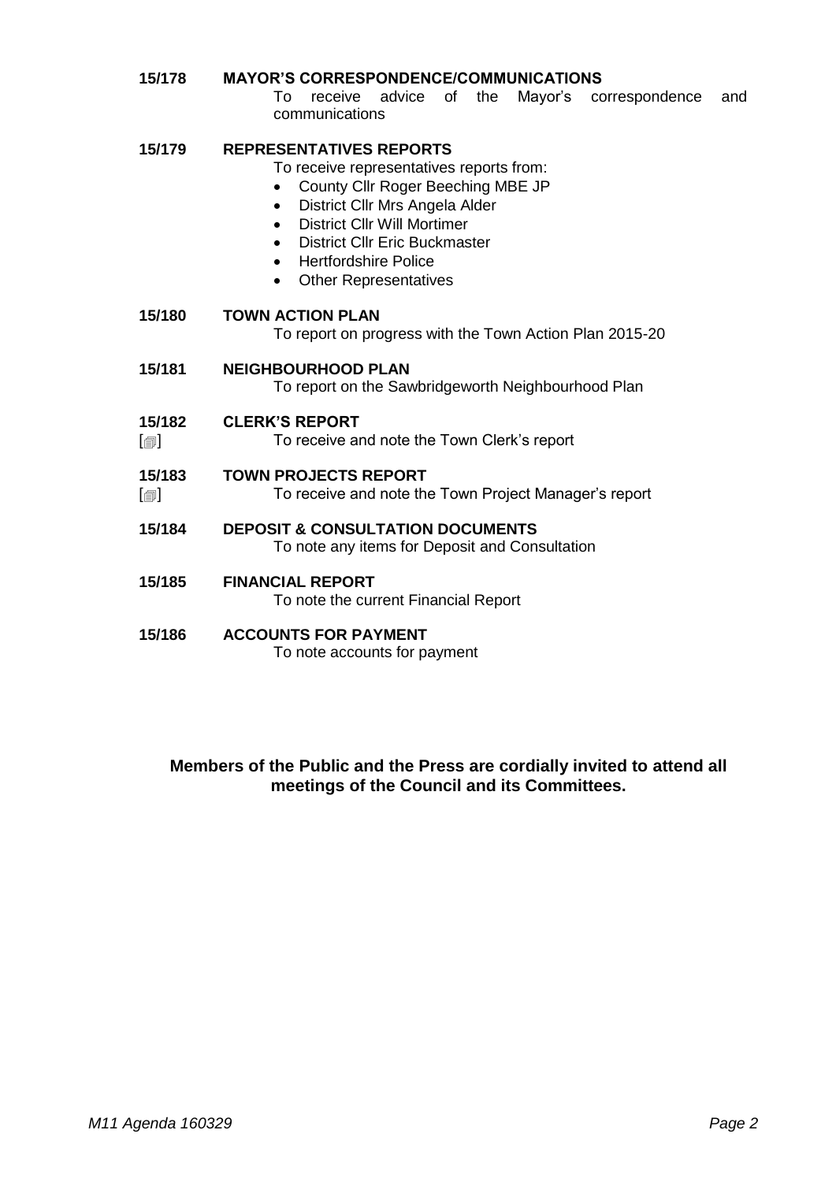**15/178 MAYOR'S CORRESPONDENCE/COMMUNICATIONS**

To receive advice of the Mayor's correspondence and communications

**15/179 REPRESENTATIVES REPORTS**

To receive representatives reports from:

- County Cllr Roger Beeching MBE JP
- District Cllr Mrs Angela Alder
- District Cllr Will Mortimer
- District Cllr Eric Buckmaster
- Hertfordshire Police
- Other Representatives

**15/180 TOWN ACTION PLAN**

To report on progress with the Town Action Plan 2015-20

**15/181 NEIGHBOURHOOD PLAN**

To report on the Sawbridgeworth Neighbourhood Plan

**15/182 CLERK'S REPORT**

[🗐] To receive and note the Town Clerk's report

**15/183 TOWN PROJECTS REPORT**

[🗐] To receive and note the Town Project Manager's report

**15/184 DEPOSIT & CONSULTATION DOCUMENTS**

To note any items for Deposit and Consultation

**15/185 FINANCIAL REPORT**

To note the current Financial Report

**15/186 ACCOUNTS FOR PAYMENT**

To note accounts for payment

**Members of the Public and the Press are cordially invited to attend all meetings of the Council and its Committees.**